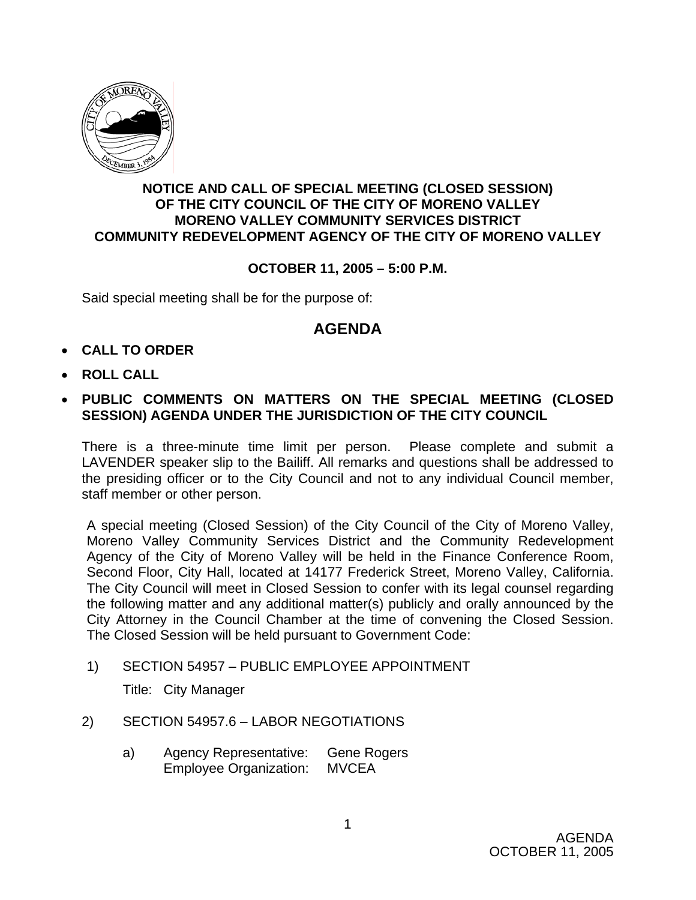# NOTICE AND CALL OF SPECIAL MEETING (CLOSED SESSION) OF THE CITY COUNCIL OF THE CITY OF MORENO VALLEY MORENO VALLEY COMMUNITY SERVICES DISTRICT COMMUNITY REDEVELOPMENT AGENCY OF THE CITY OF MORENO VALLEY

**OCTOBER 11, 2005 – 5:00 P.M.**

Said special meeting shall be for the purpose of:

## AGENDA

- **CALL TO ORDER**
- **ROLL CALL**
- **PUBLIC COMMENTS ON MATTERS ON THE SPECIAL MEETING (CLOSED SESSION) AGENDA UNDER THE JURISDICTION OF THE CITY COUNCIL**

There is a three-minute time limit per person. Please complete and submit a LAVENDER speaker slip to the Bailiff. All remarks and questions shall be addressed to the presiding officer or to the City Council and not to any individual Council member, staff member or other person.

A special meeting (Closed Session) of the City Council of the City of Moreno Valley, Moreno Valley Community Services District and the Community Redevelopment Agency of the City of Moreno Valley will be held in the Finance Conference Room, Second Floor, City Hall, located at 14177 Frederick Street, Moreno Valley, California. The City Council will meet in Closed Session to confer with its legal counsel regarding the following matter and any additional matter(s) publicly and orally announced by the City Attorney in the Council Chamber at the time of convening the Closed Session. The Closed Session will be held pursuant to Government Code:

1) SECTION 54957 – PUBLIC EMPLOYEE APPOINTMENT

   Title: City Manager

2) SECTION 54957.6 – LABOR NEGOTIATIONS

   a) Agency Representative: Gene Rogers
      Employee Organization: MVCEA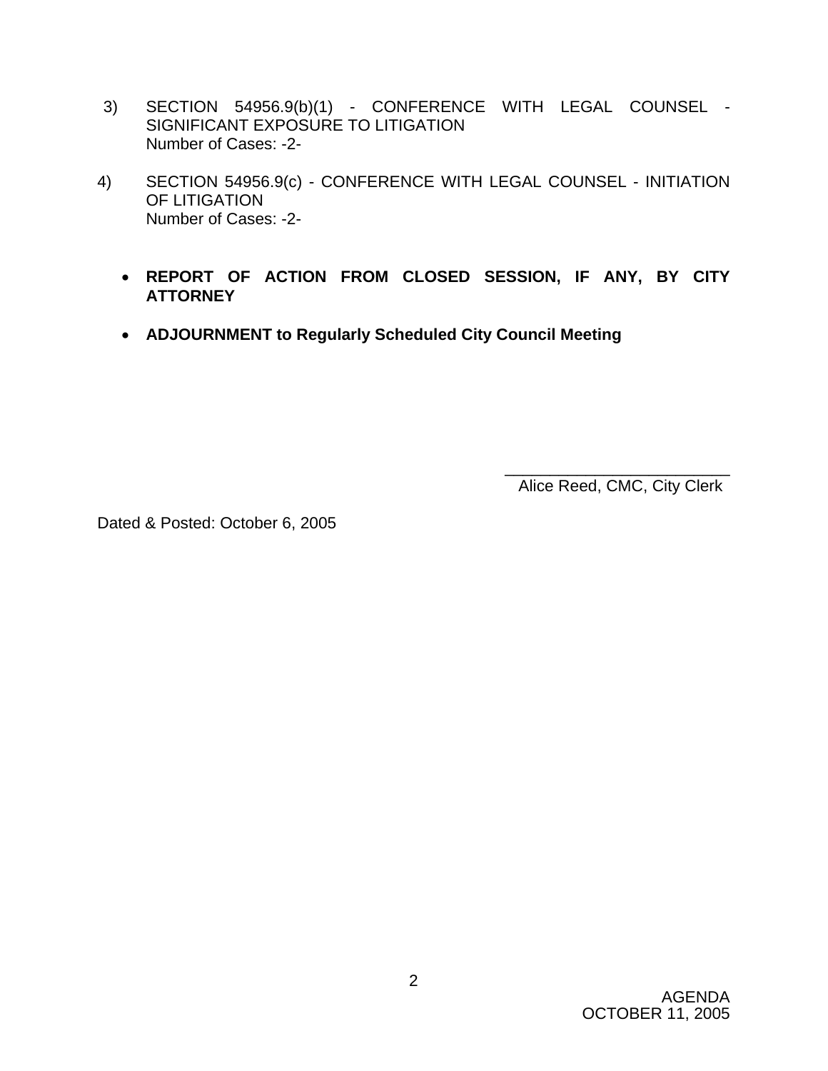3) SECTION 54956.9(b)(1) - CONFERENCE WITH LEGAL COUNSEL - SIGNIFICANT EXPOSURE TO LITIGATION
Number of Cases: -2-

4) SECTION 54956.9(c) - CONFERENCE WITH LEGAL COUNSEL - INITIATION OF LITIGATION
Number of Cases: -2-

- **REPORT OF ACTION FROM CLOSED SESSION, IF ANY, BY CITY ATTORNEY**
- **ADJOURNMENT to Regularly Scheduled City Council Meeting**

\_\_\_\_\_\_\_\_\_\_\_\_\_\_\_\_\_\_\_\_\_\_\_\_\_\_
Alice Reed, CMC, City Clerk

Dated & Posted: October 6, 2005